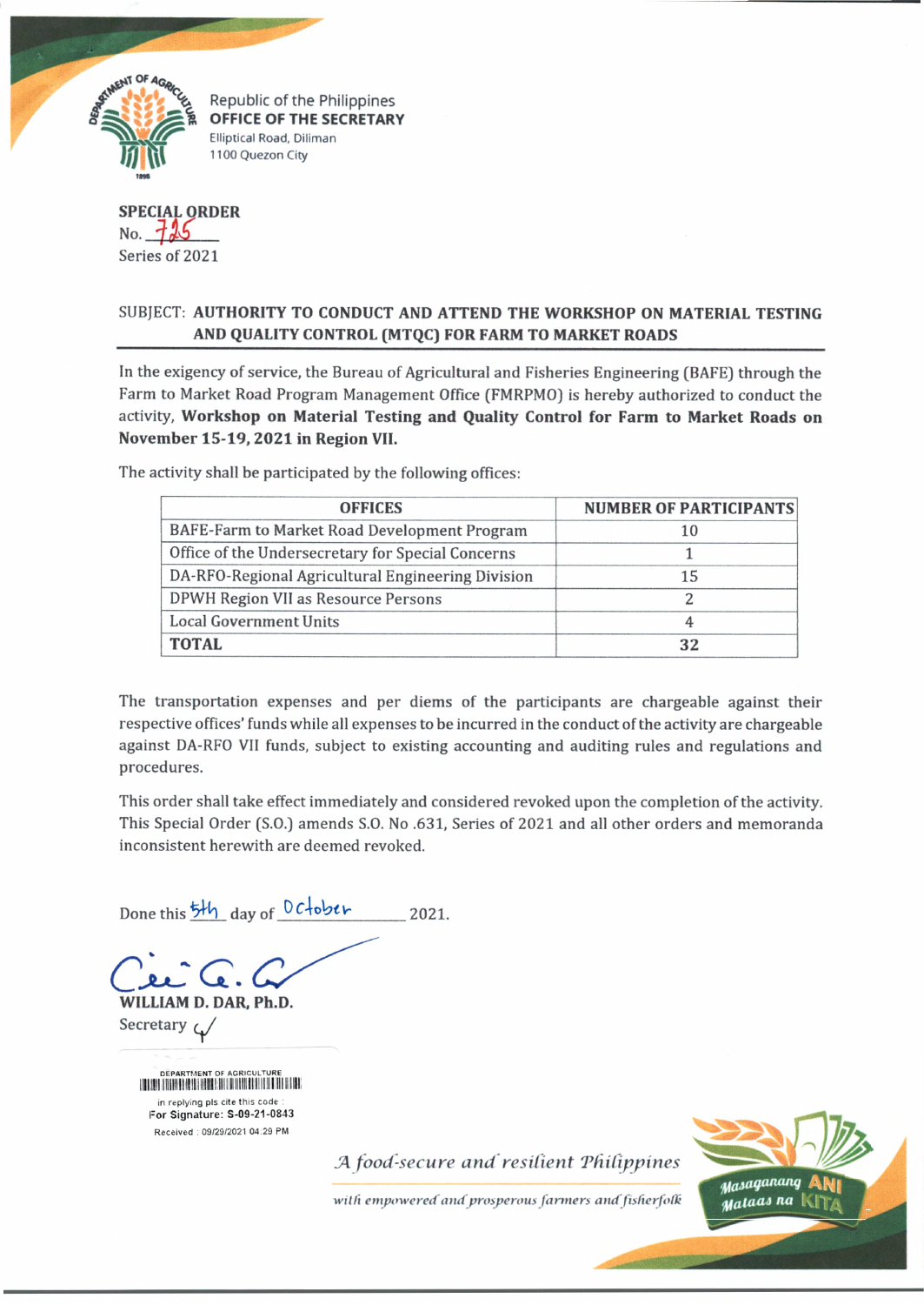Republic of the Philippines
**OFFICE OF THE SECRETARY**
Elliptical Road, Diliman
1100 Quezon City

**SPECIAL ORDER**
No. 725
Series of 2021

SUBJECT: **AUTHORITY TO CONDUCT AND ATTEND THE WORKSHOP ON MATERIAL TESTING AND QUALITY CONTROL (MTQC) FOR FARM TO MARKET ROADS**

In the exigency of service, the Bureau of Agricultural and Fisheries Engineering (BAFE) through the Farm to Market Road Program Management Office (FMRPMO) is hereby authorized to conduct the activity, **Workshop on Material Testing and Quality Control for Farm to Market Roads on November 15-19, 2021 in Region VII.**

The activity shall be participated by the following offices:

| OFFICES | NUMBER OF PARTICIPANTS |
|---|---|
| BAFE-Farm to Market Road Development Program | 10 |
| Office of the Undersecretary for Special Concerns | 1 |
| DA-RFO-Regional Agricultural Engineering Division | 15 |
| DPWH Region VII as Resource Persons | 2 |
| Local Government Units | 4 |
| **TOTAL** | **32** |

The transportation expenses and per diems of the participants are chargeable against their respective offices' funds while all expenses to be incurred in the conduct of the activity are chargeable against DA-RFO VII funds, subject to existing accounting and auditing rules and regulations and procedures.

This order shall take effect immediately and considered revoked upon the completion of the activity. This Special Order (S.O.) amends S.O. No .631, Series of 2021 and all other orders and memoranda inconsistent herewith are deemed revoked.

Done this 5th day of October 2021.

**WILLIAM D. DAR, Ph.D.**
Secretary

DEPARTMENT OF AGRICULTURE
in replying pls cite this code :
For Signature: S-09-21-0843
Received : 09/29/2021 04:29 PM

*A food-secure and resilient Philippines*
*with empowered and prosperous farmers and fisherfolk*

Masaganang ANI Mataas na KITA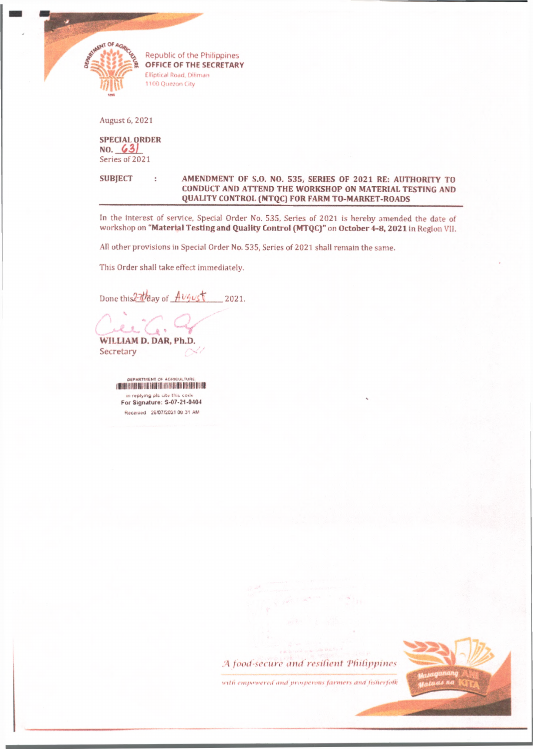Republic of the Philippines
**OFFICE OF THE SECRETARY**
Elliptical Road, Diliman
1100 Quezon City

August 6, 2021

**SPECIAL ORDER**
**NO.** 631
Series of 2021

**SUBJECT : AMENDMENT OF S.O. NO. 535, SERIES OF 2021 RE: AUTHORITY TO CONDUCT AND ATTEND THE WORKSHOP ON MATERIAL TESTING AND QUALITY CONTROL (MTQC) FOR FARM TO-MARKET-ROADS**

In the interest of service, Special Order No. 535, Series of 2021 is hereby amended the date of workshop on **"Material Testing and Quality Control (MTQC)"** on **October 4-8, 2021** in Region VII.

All other provisions in Special Order No. 535, Series of 2021 shall remain the same.

This Order shall take effect immediately.

Done this 27th day of August 2021.

**WILLIAM D. DAR, Ph.D.**
Secretary

DEPARTMENT OF AGRICULTURE
in replying pls cite this code
For Signature: S-07-21-0404
Received 26/07/2021 08:31 AM

*A food-secure and resilient Philippines*
*with empowered and prosperous farmers and fisherfolk*

Masaganang ANI Mataas na KITA